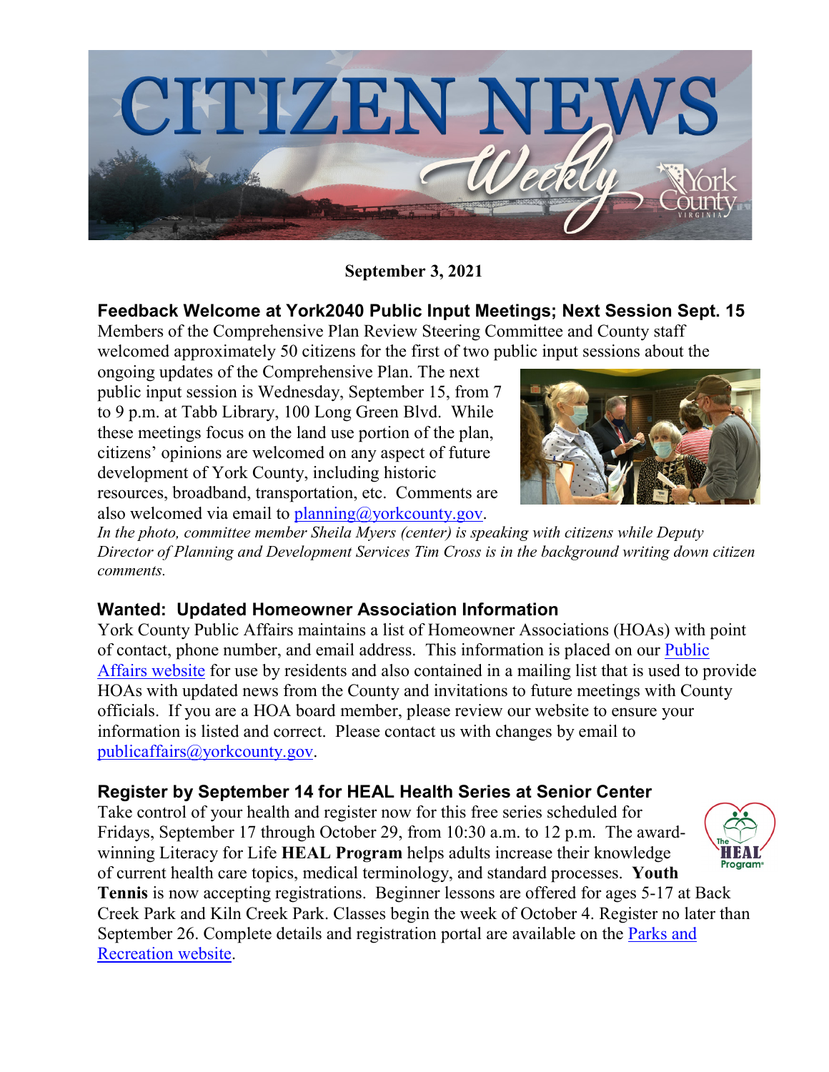# CITIZEN NEWS Weekly

**September 3, 2021**

## Feedback Welcome at York2040 Public Input Meetings; Next Session Sept. 15

Members of the Comprehensive Plan Review Steering Committee and County staff welcomed approximately 50 citizens for the first of two public input sessions about the ongoing updates of the Comprehensive Plan. The next public input session is Wednesday, September 15, from 7 to 9 p.m. at Tabb Library, 100 Long Green Blvd. While these meetings focus on the land use portion of the plan, citizens' opinions are welcomed on any aspect of future development of York County, including historic resources, broadband, transportation, etc. Comments are also welcomed via email to planning@yorkcounty.gov.

*In the photo, committee member Sheila Myers (center) is speaking with citizens while Deputy Director of Planning and Development Services Tim Cross is in the background writing down citizen comments.*

## Wanted: Updated Homeowner Association Information

York County Public Affairs maintains a list of Homeowner Associations (HOAs) with point of contact, phone number, and email address. This information is placed on our Public Affairs website for use by residents and also contained in a mailing list that is used to provide HOAs with updated news from the County and invitations to future meetings with County officials. If you are a HOA board member, please review our website to ensure your information is listed and correct. Please contact us with changes by email to publicaffairs@yorkcounty.gov.

## Register by September 14 for HEAL Health Series at Senior Center

Take control of your health and register now for this free series scheduled for Fridays, September 17 through October 29, from 10:30 a.m. to 12 p.m. The award-winning Literacy for Life **HEAL Program** helps adults increase their knowledge of current health care topics, medical terminology, and standard processes. **Youth Tennis** is now accepting registrations. Beginner lessons are offered for ages 5-17 at Back Creek Park and Kiln Creek Park. Classes begin the week of October 4. Register no later than September 26. Complete details and registration portal are available on the Parks and Recreation website.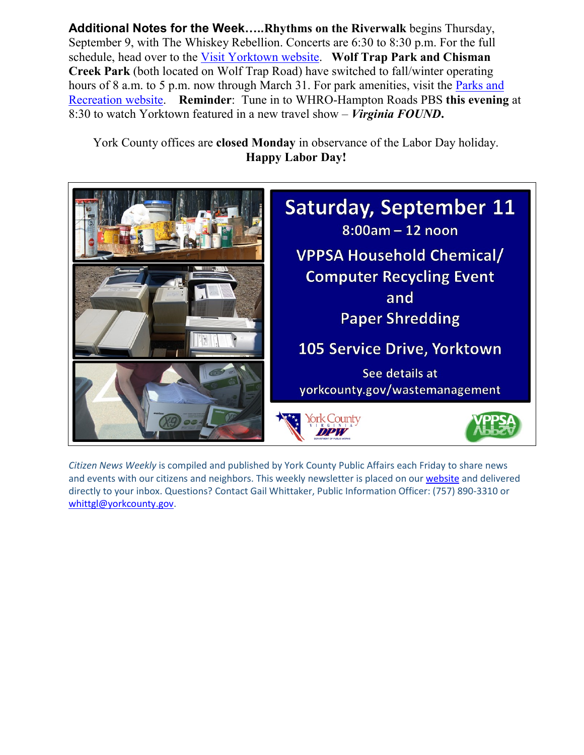**Additional Notes for the Week…..Rhythms on the Riverwalk** begins Thursday, September 9, with The Whiskey Rebellion. Concerts are 6:30 to 8:30 p.m. For the full schedule, head over to the Visit Yorktown website. **Wolf Trap Park and Chisman Creek Park** (both located on Wolf Trap Road) have switched to fall/winter operating hours of 8 a.m. to 5 p.m. now through March 31. For park amenities, visit the Parks and Recreation website. **Reminder**: Tune in to WHRO-Hampton Roads PBS **this evening** at 8:30 to watch Yorktown featured in a new travel show – ***Virginia FOUND*.**

York County offices are **closed Monday** in observance of the Labor Day holiday.
**Happy Labor Day!**

Saturday, September 11
8:00am – 12 noon
VPPSA Household Chemical/ Computer Recycling Event and Paper Shredding
105 Service Drive, Yorktown
See details at yorkcounty.gov/wastemanagement

*Citizen News Weekly* is compiled and published by York County Public Affairs each Friday to share news and events with our citizens and neighbors. This weekly newsletter is placed on our website and delivered directly to your inbox. Questions? Contact Gail Whittaker, Public Information Officer: (757) 890-3310 or whittgl@yorkcounty.gov.